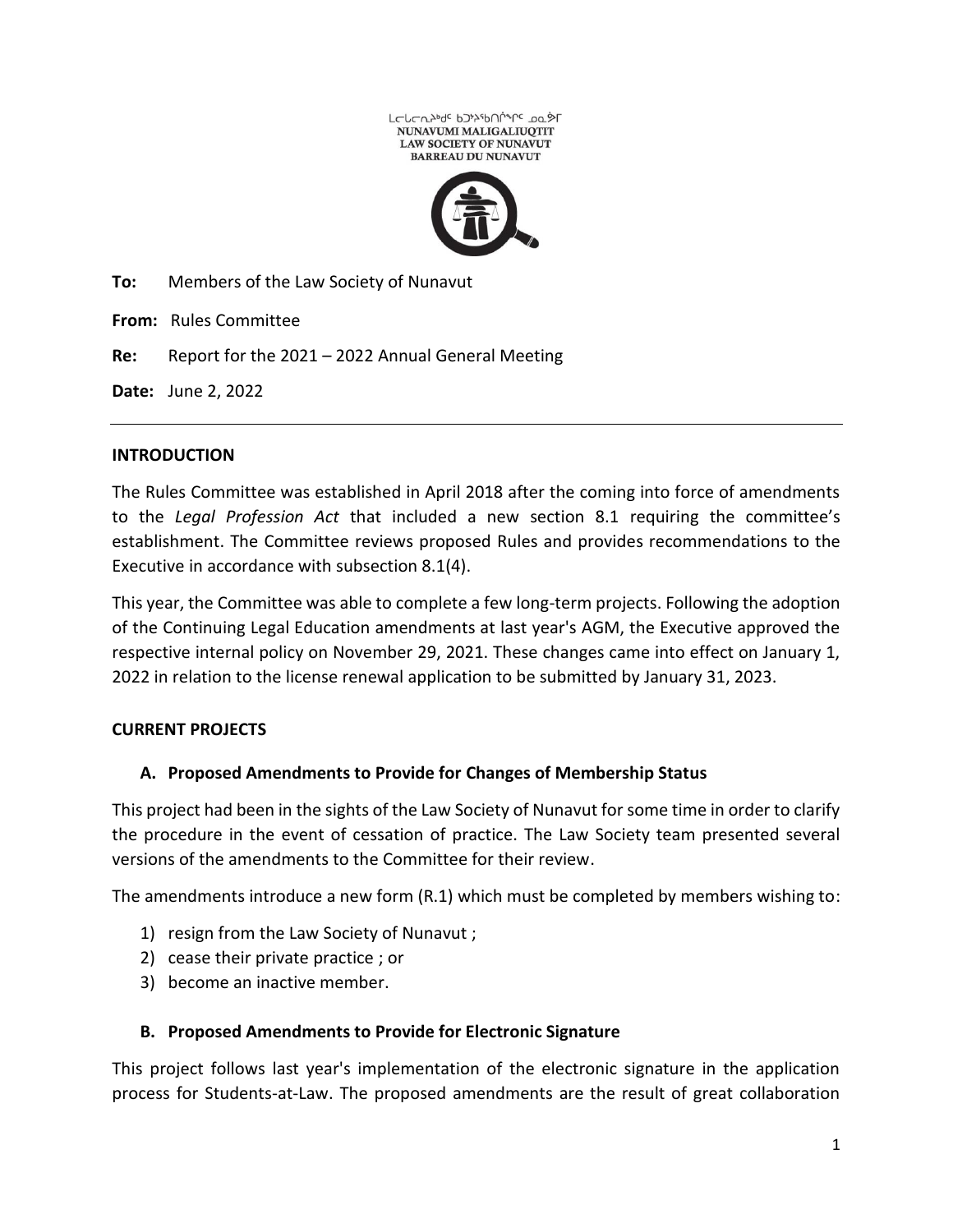ᒪᓕᒐᓕᕆᔨᒃᑦ ᑲᑐᔾᔨᖃᑎᒌᖏᑦ ᓄᓇᕗᑦ
NUNAVUMI MALIGALIUQTIT
LAW SOCIETY OF NUNAVUT
BARREAU DU NUNAVUT

**To:** Members of the Law Society of Nunavut

**From:** Rules Committee

**Re:** Report for the 2021 – 2022 Annual General Meeting

**Date:** June 2, 2022

---

## INTRODUCTION

The Rules Committee was established in April 2018 after the coming into force of amendments to the *Legal Profession Act* that included a new section 8.1 requiring the committee's establishment. The Committee reviews proposed Rules and provides recommendations to the Executive in accordance with subsection 8.1(4).

This year, the Committee was able to complete a few long-term projects. Following the adoption of the Continuing Legal Education amendments at last year's AGM, the Executive approved the respective internal policy on November 29, 2021. These changes came into effect on January 1, 2022 in relation to the license renewal application to be submitted by January 31, 2023.

## CURRENT PROJECTS

### A. Proposed Amendments to Provide for Changes of Membership Status

This project had been in the sights of the Law Society of Nunavut for some time in order to clarify the procedure in the event of cessation of practice. The Law Society team presented several versions of the amendments to the Committee for their review.

The amendments introduce a new form (R.1) which must be completed by members wishing to:

1) resign from the Law Society of Nunavut ;
2) cease their private practice ; or
3) become an inactive member.

### B. Proposed Amendments to Provide for Electronic Signature

This project follows last year's implementation of the electronic signature in the application process for Students-at-Law. The proposed amendments are the result of great collaboration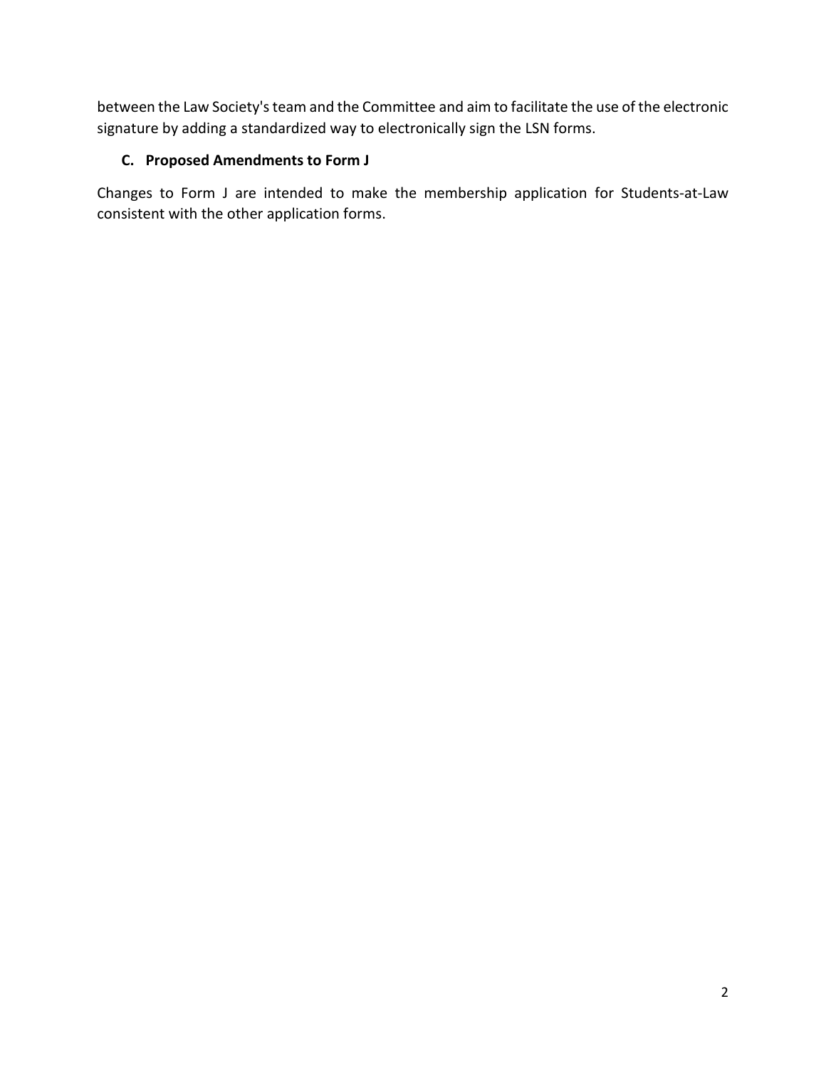between the Law Society's team and the Committee and aim to facilitate the use of the electronic signature by adding a standardized way to electronically sign the LSN forms.

### C. Proposed Amendments to Form J

Changes to Form J are intended to make the membership application for Students-at-Law consistent with the other application forms.